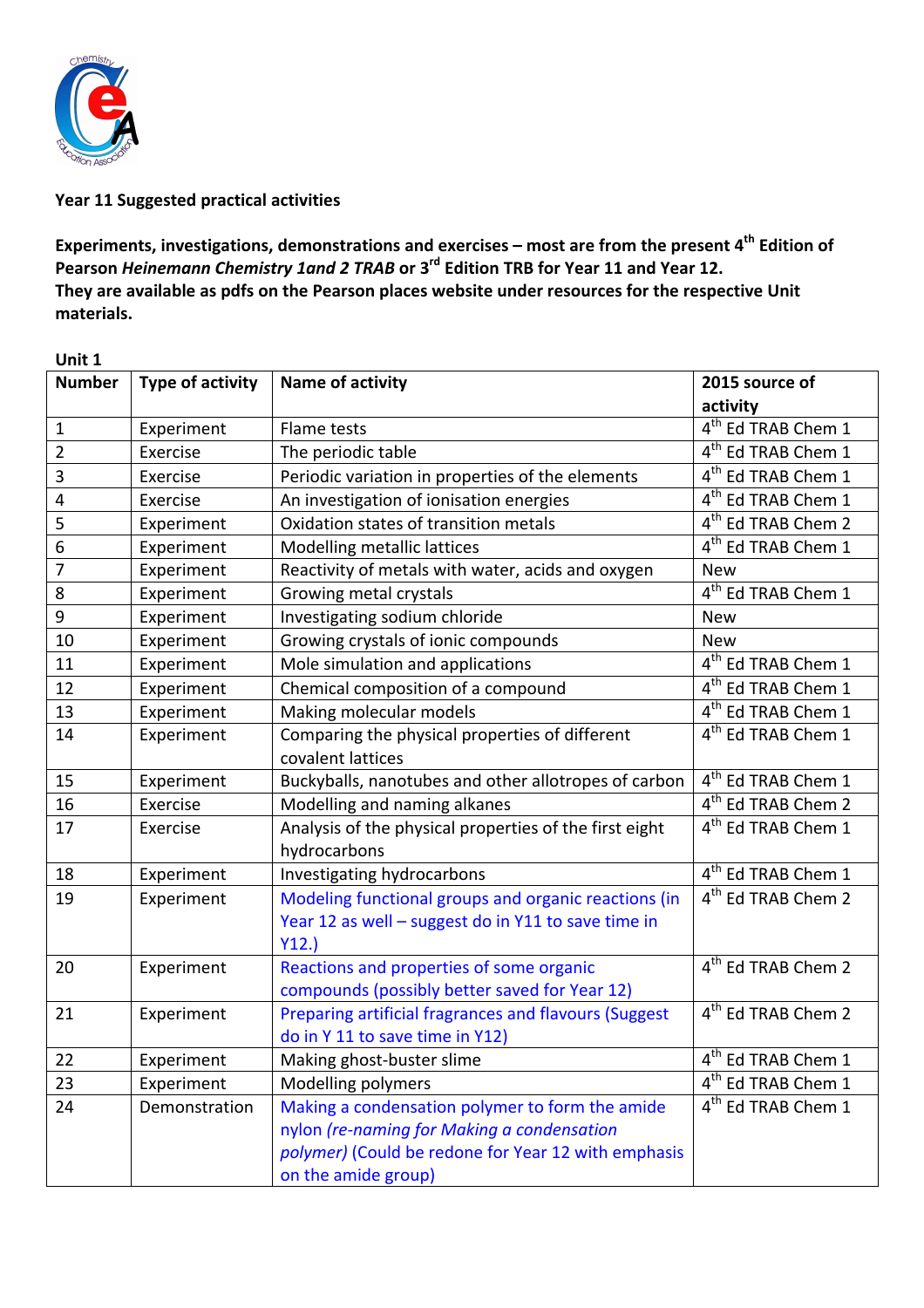**Year 11 Suggested practical activities**

**Experiments, investigations, demonstrations and exercises – most are from the present 4th Edition of Pearson *Heinemann Chemistry 1and 2 TRAB* or 3rd Edition TRB for Year 11 and Year 12. They are available as pdfs on the Pearson places website under resources for the respective Unit materials.**

**Unit 1**

| Number | Type of activity | Name of activity | 2015 source of activity |
|---|---|---|---|
| 1 | Experiment | Flame tests | 4th Ed TRAB Chem 1 |
| 2 | Exercise | The periodic table | 4th Ed TRAB Chem 1 |
| 3 | Exercise | Periodic variation in properties of the elements | 4th Ed TRAB Chem 1 |
| 4 | Exercise | An investigation of ionisation energies | 4th Ed TRAB Chem 1 |
| 5 | Experiment | Oxidation states of transition metals | 4th Ed TRAB Chem 2 |
| 6 | Experiment | Modelling metallic lattices | 4th Ed TRAB Chem 1 |
| 7 | Experiment | Reactivity of metals with water, acids and oxygen | New |
| 8 | Experiment | Growing metal crystals | 4th Ed TRAB Chem 1 |
| 9 | Experiment | Investigating sodium chloride | New |
| 10 | Experiment | Growing crystals of ionic compounds | New |
| 11 | Experiment | Mole simulation and applications | 4th Ed TRAB Chem 1 |
| 12 | Experiment | Chemical composition of a compound | 4th Ed TRAB Chem 1 |
| 13 | Experiment | Making molecular models | 4th Ed TRAB Chem 1 |
| 14 | Experiment | Comparing the physical properties of different covalent lattices | 4th Ed TRAB Chem 1 |
| 15 | Experiment | Buckyballs, nanotubes and other allotropes of carbon | 4th Ed TRAB Chem 1 |
| 16 | Exercise | Modelling and naming alkanes | 4th Ed TRAB Chem 2 |
| 17 | Exercise | Analysis of the physical properties of the first eight hydrocarbons | 4th Ed TRAB Chem 1 |
| 18 | Experiment | Investigating hydrocarbons | 4th Ed TRAB Chem 1 |
| 19 | Experiment | Modeling functional groups and organic reactions (in Year 12 as well – suggest do in Y11 to save time in Y12.) | 4th Ed TRAB Chem 2 |
| 20 | Experiment | Reactions and properties of some organic compounds (possibly better saved for Year 12) | 4th Ed TRAB Chem 2 |
| 21 | Experiment | Preparing artificial fragrances and flavours (Suggest do in Y 11 to save time in Y12) | 4th Ed TRAB Chem 2 |
| 22 | Experiment | Making ghost-buster slime | 4th Ed TRAB Chem 1 |
| 23 | Experiment | Modelling polymers | 4th Ed TRAB Chem 1 |
| 24 | Demonstration | Making a condensation polymer to form the amide nylon *(re-naming for Making a condensation polymer)* (Could be redone for Year 12 with emphasis on the amide group) | 4th Ed TRAB Chem 1 |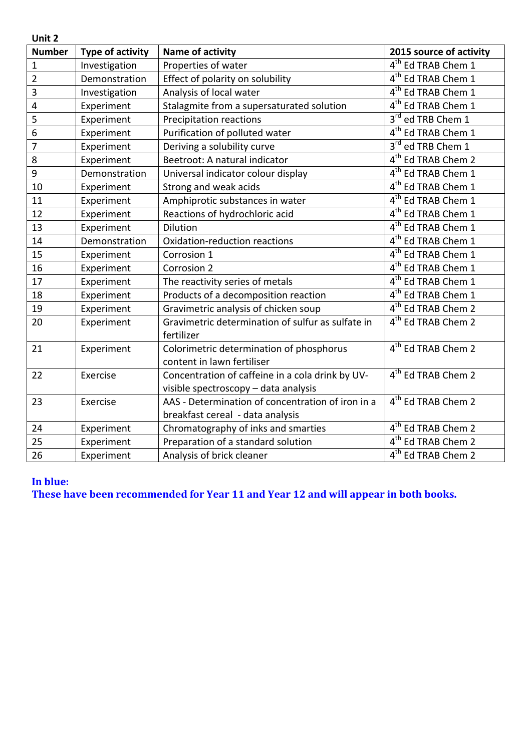**Unit 2**

| Number | Type of activity | Name of activity | 2015 source of activity |
|---|---|---|---|
| 1 | Investigation | Properties of water | 4th Ed TRAB Chem 1 |
| 2 | Demonstration | Effect of polarity on solubility | 4th Ed TRAB Chem 1 |
| 3 | Investigation | Analysis of local water | 4th Ed TRAB Chem 1 |
| 4 | Experiment | Stalagmite from a supersaturated solution | 4th Ed TRAB Chem 1 |
| 5 | Experiment | Precipitation reactions | 3rd ed TRB Chem 1 |
| 6 | Experiment | Purification of polluted water | 4th Ed TRAB Chem 1 |
| 7 | Experiment | Deriving a solubility curve | 3rd ed TRB Chem 1 |
| 8 | Experiment | Beetroot: A natural indicator | 4th Ed TRAB Chem 2 |
| 9 | Demonstration | Universal indicator colour display | 4th Ed TRAB Chem 1 |
| 10 | Experiment | Strong and weak acids | 4th Ed TRAB Chem 1 |
| 11 | Experiment | Amphiprotic substances in water | 4th Ed TRAB Chem 1 |
| 12 | Experiment | Reactions of hydrochloric acid | 4th Ed TRAB Chem 1 |
| 13 | Experiment | Dilution | 4th Ed TRAB Chem 1 |
| 14 | Demonstration | Oxidation-reduction reactions | 4th Ed TRAB Chem 1 |
| 15 | Experiment | Corrosion 1 | 4th Ed TRAB Chem 1 |
| 16 | Experiment | Corrosion 2 | 4th Ed TRAB Chem 1 |
| 17 | Experiment | The reactivity series of metals | 4th Ed TRAB Chem 1 |
| 18 | Experiment | Products of a decomposition reaction | 4th Ed TRAB Chem 1 |
| 19 | Experiment | Gravimetric analysis of chicken soup | 4th Ed TRAB Chem 2 |
| 20 | Experiment | Gravimetric determination of sulfur as sulfate in fertilizer | 4th Ed TRAB Chem 2 |
| 21 | Experiment | Colorimetric determination of phosphorus content in lawn fertiliser | 4th Ed TRAB Chem 2 |
| 22 | Exercise | Concentration of caffeine in a cola drink by UV-visible spectroscopy – data analysis | 4th Ed TRAB Chem 2 |
| 23 | Exercise | AAS - Determination of concentration of iron in a breakfast cereal - data analysis | 4th Ed TRAB Chem 2 |
| 24 | Experiment | Chromatography of inks and smarties | 4th Ed TRAB Chem 2 |
| 25 | Experiment | Preparation of a standard solution | 4th Ed TRAB Chem 2 |
| 26 | Experiment | Analysis of brick cleaner | 4th Ed TRAB Chem 2 |

**In blue:**
**These have been recommended for Year 11 and Year 12 and will appear in both books.**